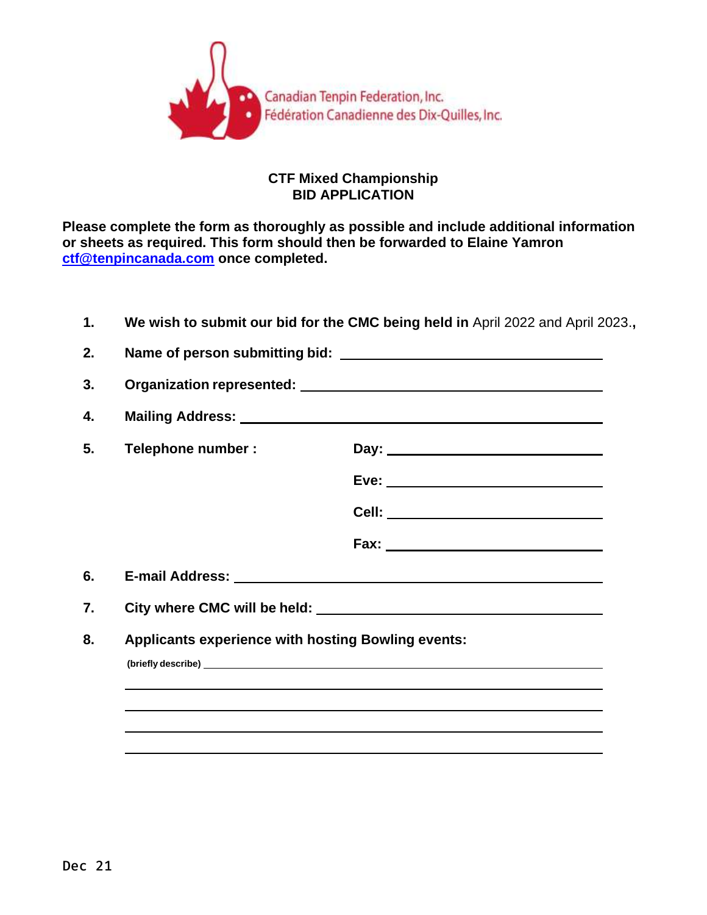Canadian Tenpin Federation, Inc.
Fédération Canadienne des Dix-Quilles, Inc.

## CTF Mixed Championship
## BID APPLICATION

**Please complete the form as thoroughly as possible and include additional information or sheets as required. This form should then be forwarded to Elaine Yamron [ctf@tenpincanada.com](mailto:ctf@tenpincanada.com) once completed.**

1. **We wish to submit our bid for the CMC being held in** April 2022 and April 2023.**,**
2. **Name of person submitting bid:** ______________________________
3. **Organization represented:** ______________________________
4. **Mailing Address:** ______________________________
5. **Telephone number :**
   - **Day:** ______________________________
   - **Eve:** ______________________________
   - **Cell:** ______________________________
   - **Fax:** ______________________________
6. **E-mail Address:** ______________________________
7. **City where CMC will be held:** ______________________________
8. **Applicants experience with hosting Bowling events:**

   **(briefly describe)** ______________________________

   ______________________________

   ______________________________

   ______________________________

   ______________________________

Dec 21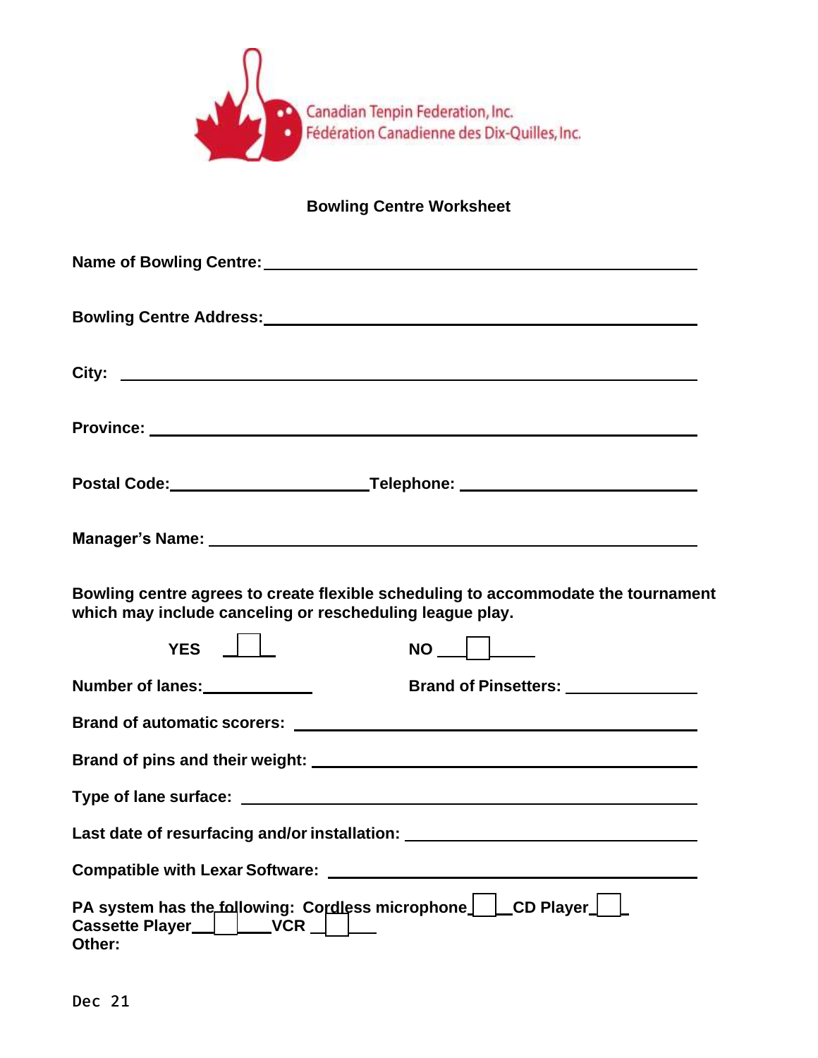Canadian Tenpin Federation, Inc.
Fédération Canadienne des Dix-Quilles, Inc.

## Bowling Centre Worksheet

**Name of Bowling Centre:** ____________________

**Bowling Centre Address:** ____________________

**City:** ____________________

**Province:** ____________________

**Postal Code:** ____________________ **Telephone:** ____________________

**Manager's Name:** ____________________

**Bowling centre agrees to create flexible scheduling to accommodate the tournament which may include canceling or rescheduling league play.**

**YES** ☐ **NO** ☐

**Number of lanes:** ____________ **Brand of Pinsetters:** ____________

**Brand of automatic scorers:** ____________________

**Brand of pins and their weight:** ____________________

**Type of lane surface:** ____________________

**Last date of resurfacing and/or installation:** ____________________

**Compatible with Lexar Software:** ____________________

**PA system has the following: Cordless microphone** ☐ **CD Player** ☐ **Cassette Player** ☐ **VCR** ☐
**Other:**

Dec 21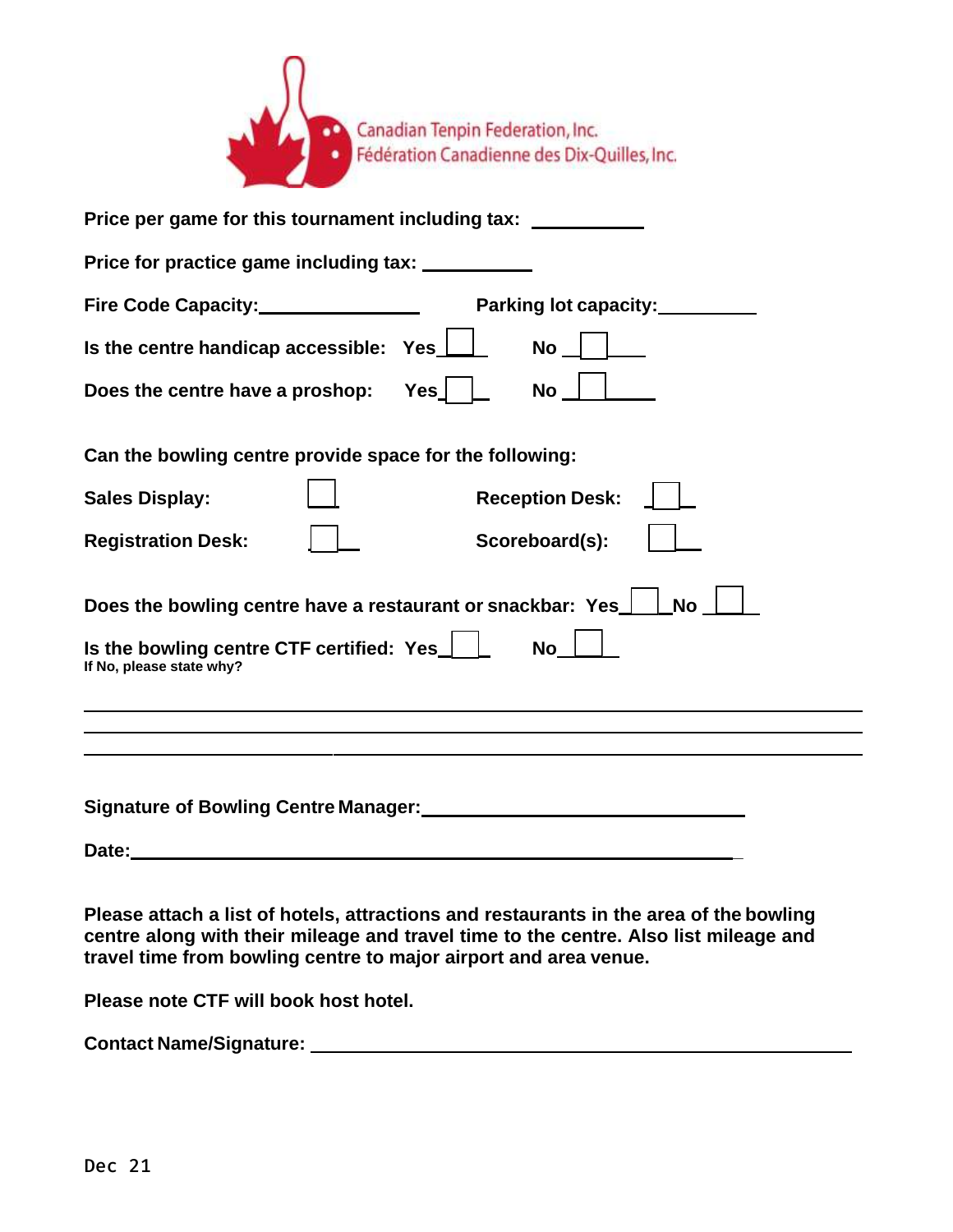Canadian Tenpin Federation, Inc.
Fédération Canadienne des Dix-Quilles, Inc.

**Price per game for this tournament including tax:** ___________

**Price for practice game including tax:** ___________

**Fire Code Capacity:** _______________ **Parking lot capacity:** __________

**Is the centre handicap accessible: Yes** ☐ **No** ☐

**Does the centre have a proshop: Yes** ☐ **No** ☐

**Can the bowling centre provide space for the following:**

**Sales Display:** ☐ **Reception Desk:** ☐

**Registration Desk:** ☐ **Scoreboard(s):** ☐

**Does the bowling centre have a restaurant or snackbar: Yes** ☐ **No** ☐

**Is the bowling centre CTF certified: Yes** ☐ **No** ☐
**If No, please state why?**

______________________________________________________________________________

______________________________________________________________________________

______________________________________________________________________________

**Signature of Bowling Centre Manager:** ________________________________

**Date:** ________________________________________________________

**Please attach a list of hotels, attractions and restaurants in the area of the bowling centre along with their mileage and travel time to the centre. Also list mileage and travel time from bowling centre to major airport and area venue.**

**Please note CTF will book host hotel.**

**Contact Name/Signature:** ________________________________________________

Dec 21